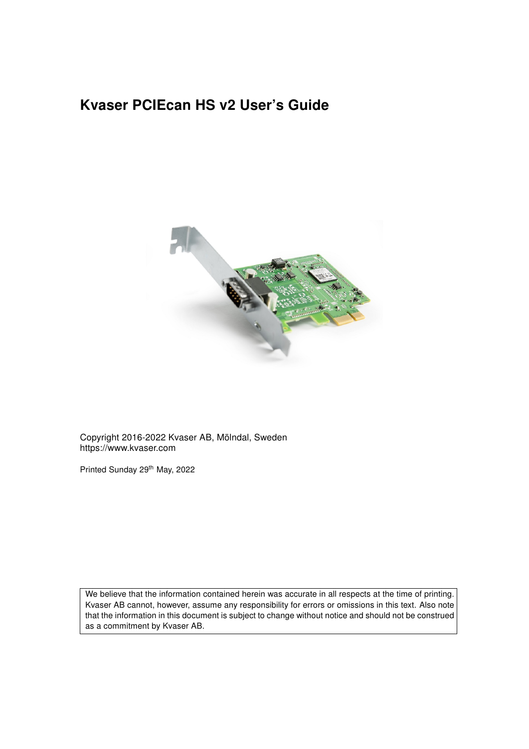# Kvaser PCIEcan HS v2 User's Guide

Copyright 2016-2022 Kvaser AB, Mölndal, Sweden
https://www.kvaser.com

Printed Sunday 29th May, 2022

We believe that the information contained herein was accurate in all respects at the time of printing. Kvaser AB cannot, however, assume any responsibility for errors or omissions in this text. Also note that the information in this document is subject to change without notice and should not be construed as a commitment by Kvaser AB.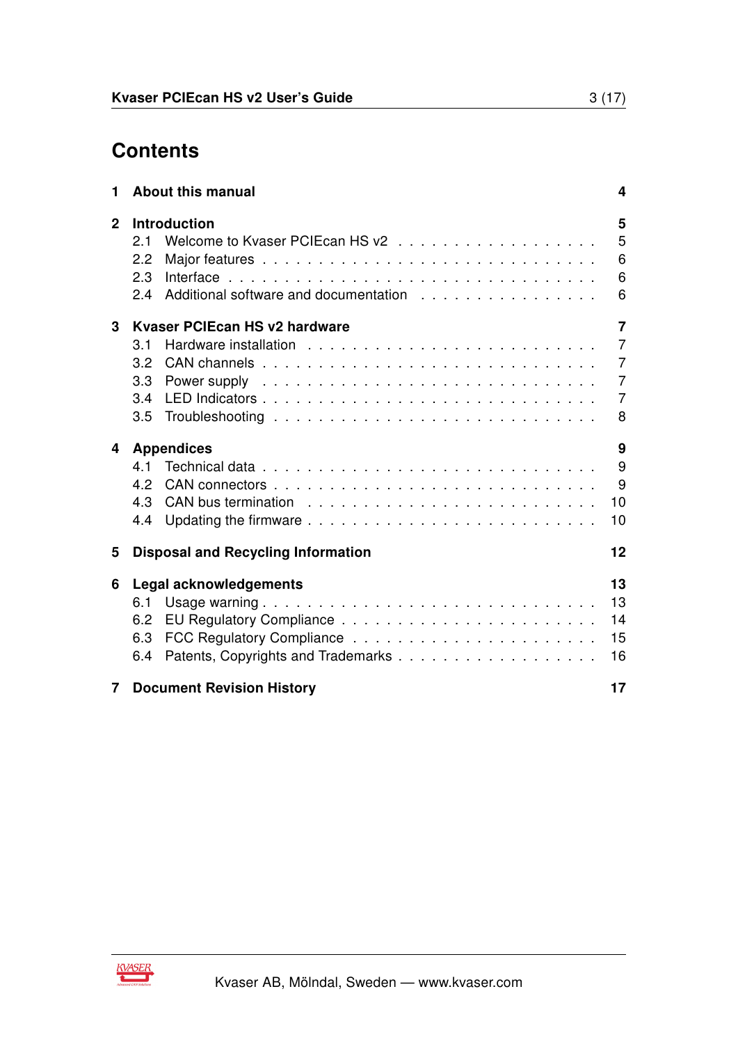# Contents

| | | |
|---|---|---|
| **1** | **About this manual** | **4** |
| **2** | **Introduction** | **5** |
| | 2.1 Welcome to Kvaser PCIEcan HS v2 | 5 |
| | 2.2 Major features | 6 |
| | 2.3 Interface | 6 |
| | 2.4 Additional software and documentation | 6 |
| **3** | **Kvaser PCIEcan HS v2 hardware** | **7** |
| | 3.1 Hardware installation | 7 |
| | 3.2 CAN channels | 7 |
| | 3.3 Power supply | 7 |
| | 3.4 LED Indicators | 7 |
| | 3.5 Troubleshooting | 8 |
| **4** | **Appendices** | **9** |
| | 4.1 Technical data | 9 |
| | 4.2 CAN connectors | 9 |
| | 4.3 CAN bus termination | 10 |
| | 4.4 Updating the firmware | 10 |
| **5** | **Disposal and Recycling Information** | **12** |
| **6** | **Legal acknowledgements** | **13** |
| | 6.1 Usage warning | 13 |
| | 6.2 EU Regulatory Compliance | 14 |
| | 6.3 FCC Regulatory Compliance | 15 |
| | 6.4 Patents, Copyrights and Trademarks | 16 |
| **7** | **Document Revision History** | **17** |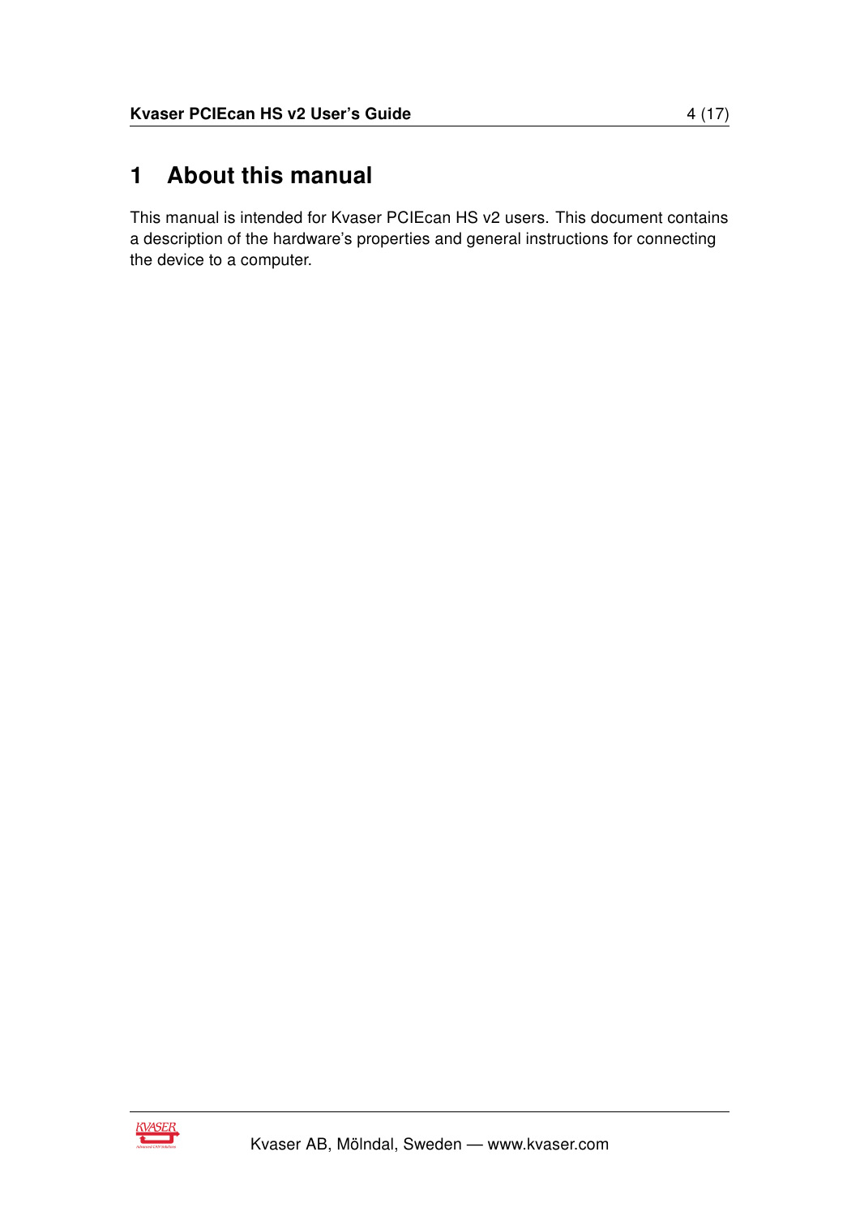# 1 About this manual

This manual is intended for Kvaser PCIEcan HS v2 users. This document contains a description of the hardware's properties and general instructions for connecting the device to a computer.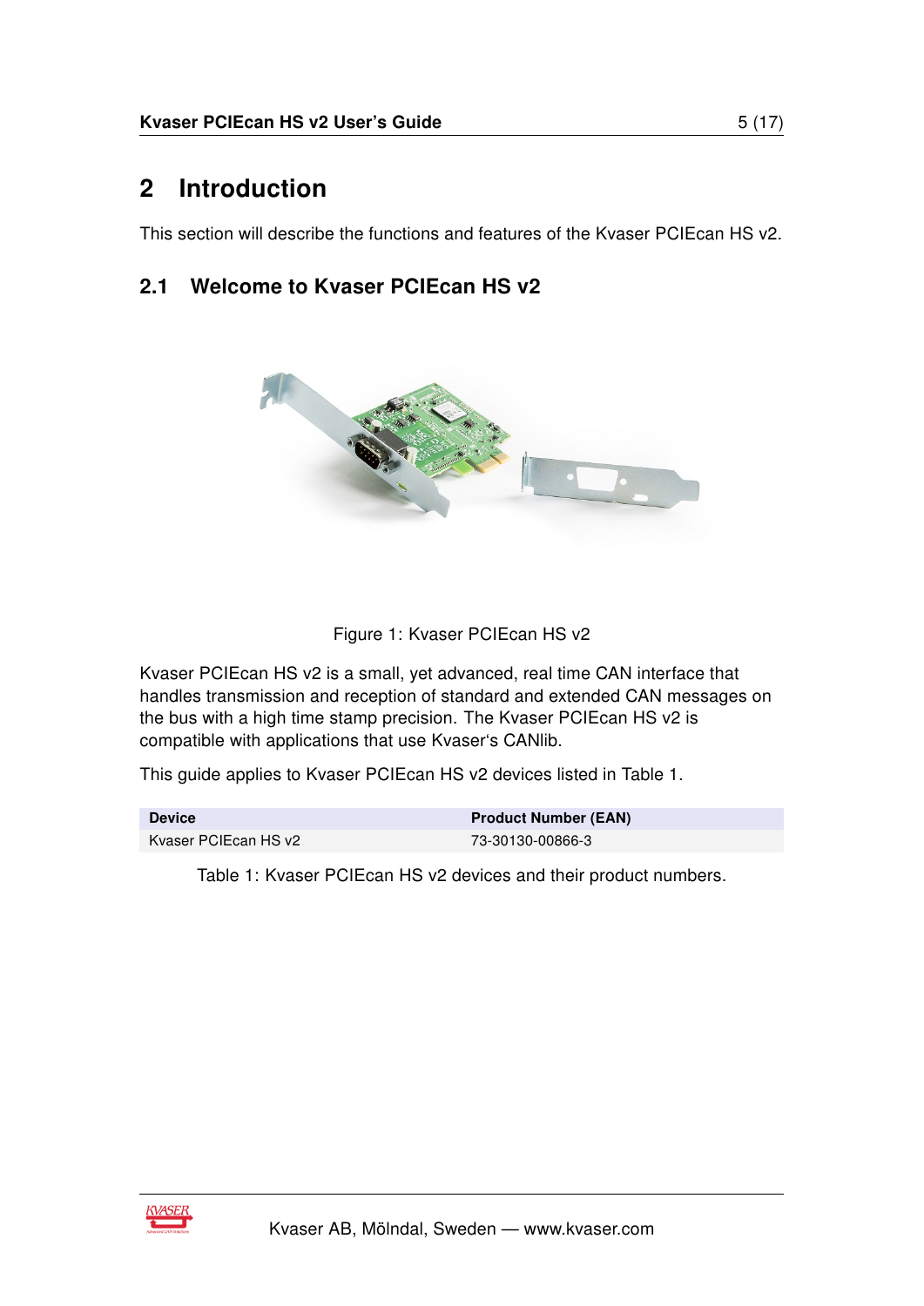# 2 Introduction

This section will describe the functions and features of the Kvaser PCIEcan HS v2.

## 2.1 Welcome to Kvaser PCIEcan HS v2

Figure 1: Kvaser PCIEcan HS v2

Kvaser PCIEcan HS v2 is a small, yet advanced, real time CAN interface that handles transmission and reception of standard and extended CAN messages on the bus with a high time stamp precision. The Kvaser PCIEcan HS v2 is compatible with applications that use Kvaser's CANlib.

This guide applies to Kvaser PCIEcan HS v2 devices listed in Table 1.

| Device | Product Number (EAN) |
|---|---|
| Kvaser PCIEcan HS v2 | 73-30130-00866-3 |

Table 1: Kvaser PCIEcan HS v2 devices and their product numbers.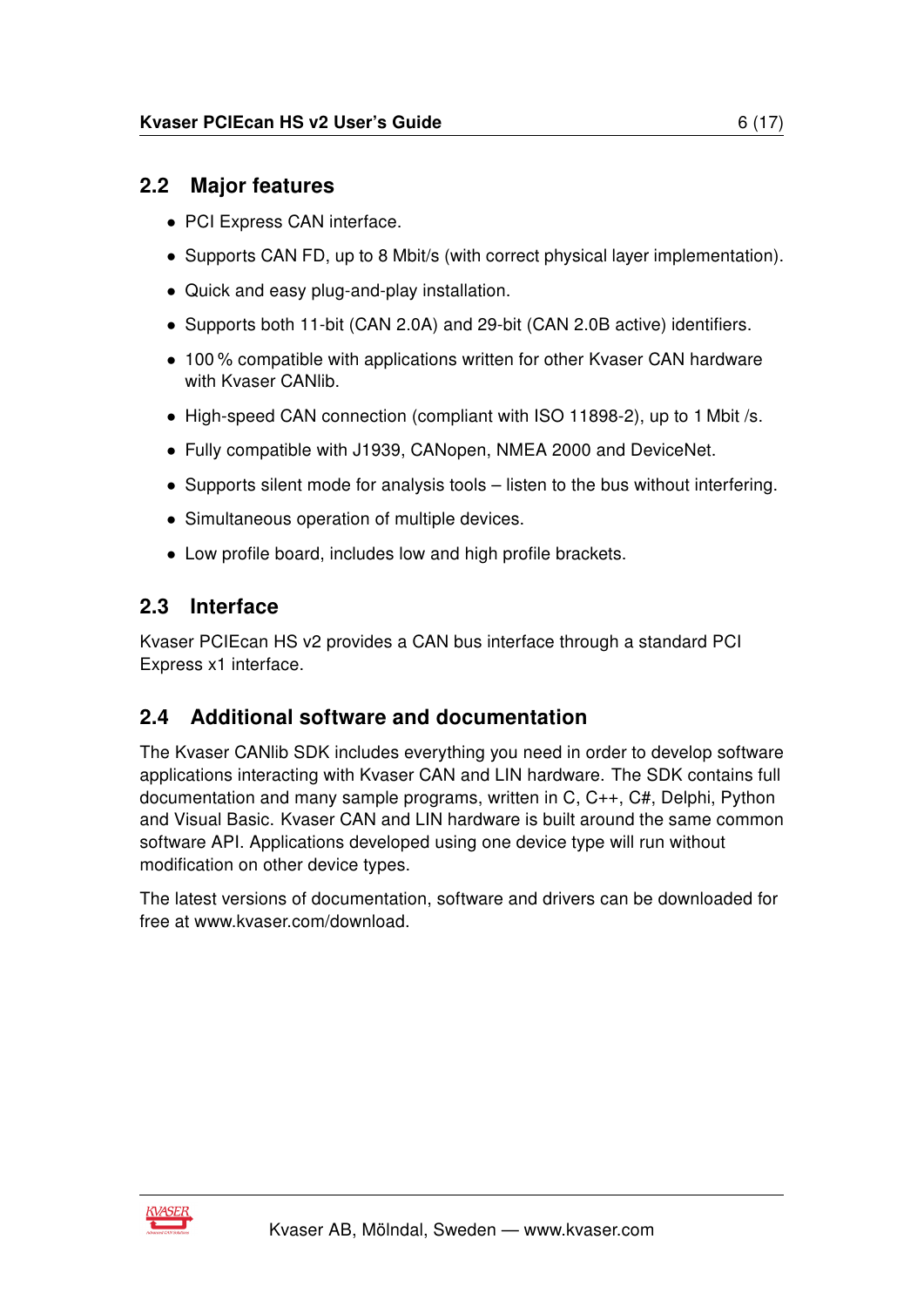## 2.2 Major features

- PCI Express CAN interface.
- Supports CAN FD, up to 8 Mbit/s (with correct physical layer implementation).
- Quick and easy plug-and-play installation.
- Supports both 11-bit (CAN 2.0A) and 29-bit (CAN 2.0B active) identifiers.
- 100 % compatible with applications written for other Kvaser CAN hardware with Kvaser CANlib.
- High-speed CAN connection (compliant with ISO 11898-2), up to 1 Mbit /s.
- Fully compatible with J1939, CANopen, NMEA 2000 and DeviceNet.
- Supports silent mode for analysis tools – listen to the bus without interfering.
- Simultaneous operation of multiple devices.
- Low profile board, includes low and high profile brackets.

## 2.3 Interface

Kvaser PCIEcan HS v2 provides a CAN bus interface through a standard PCI Express x1 interface.

## 2.4 Additional software and documentation

The Kvaser CANlib SDK includes everything you need in order to develop software applications interacting with Kvaser CAN and LIN hardware. The SDK contains full documentation and many sample programs, written in C, C++, C#, Delphi, Python and Visual Basic. Kvaser CAN and LIN hardware is built around the same common software API. Applications developed using one device type will run without modification on other device types.

The latest versions of documentation, software and drivers can be downloaded for free at www.kvaser.com/download.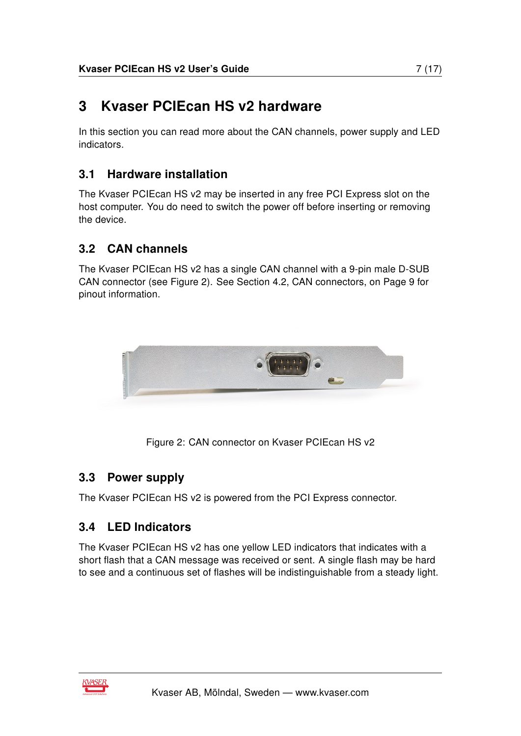# 3 Kvaser PCIEcan HS v2 hardware

In this section you can read more about the CAN channels, power supply and LED indicators.

## 3.1 Hardware installation

The Kvaser PCIEcan HS v2 may be inserted in any free PCI Express slot on the host computer. You do need to switch the power off before inserting or removing the device.

## 3.2 CAN channels

The Kvaser PCIEcan HS v2 has a single CAN channel with a 9-pin male D-SUB CAN connector (see Figure 2). See Section 4.2, CAN connectors, on Page 9 for pinout information.

Figure 2: CAN connector on Kvaser PCIEcan HS v2

## 3.3 Power supply

The Kvaser PCIEcan HS v2 is powered from the PCI Express connector.

## 3.4 LED Indicators

The Kvaser PCIEcan HS v2 has one yellow LED indicators that indicates with a short flash that a CAN message was received or sent. A single flash may be hard to see and a continuous set of flashes will be indistinguishable from a steady light.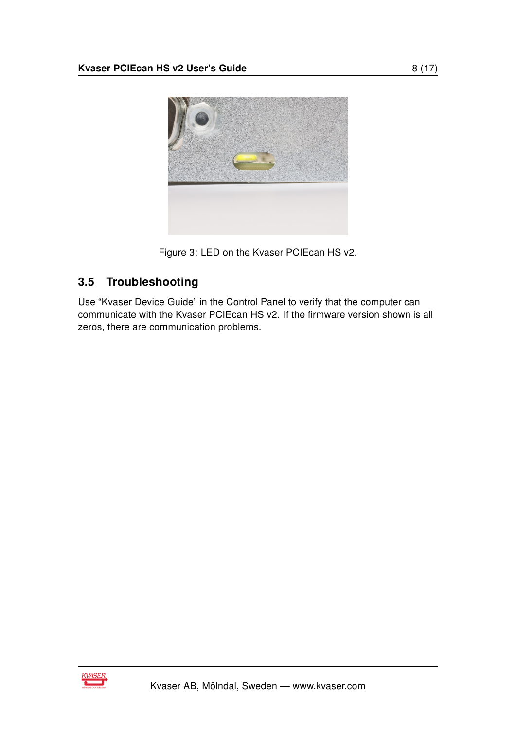Figure 3: LED on the Kvaser PCIEcan HS v2.

### 3.5 Troubleshooting

Use “Kvaser Device Guide” in the Control Panel to verify that the computer can communicate with the Kvaser PCIEcan HS v2. If the firmware version shown is all zeros, there are communication problems.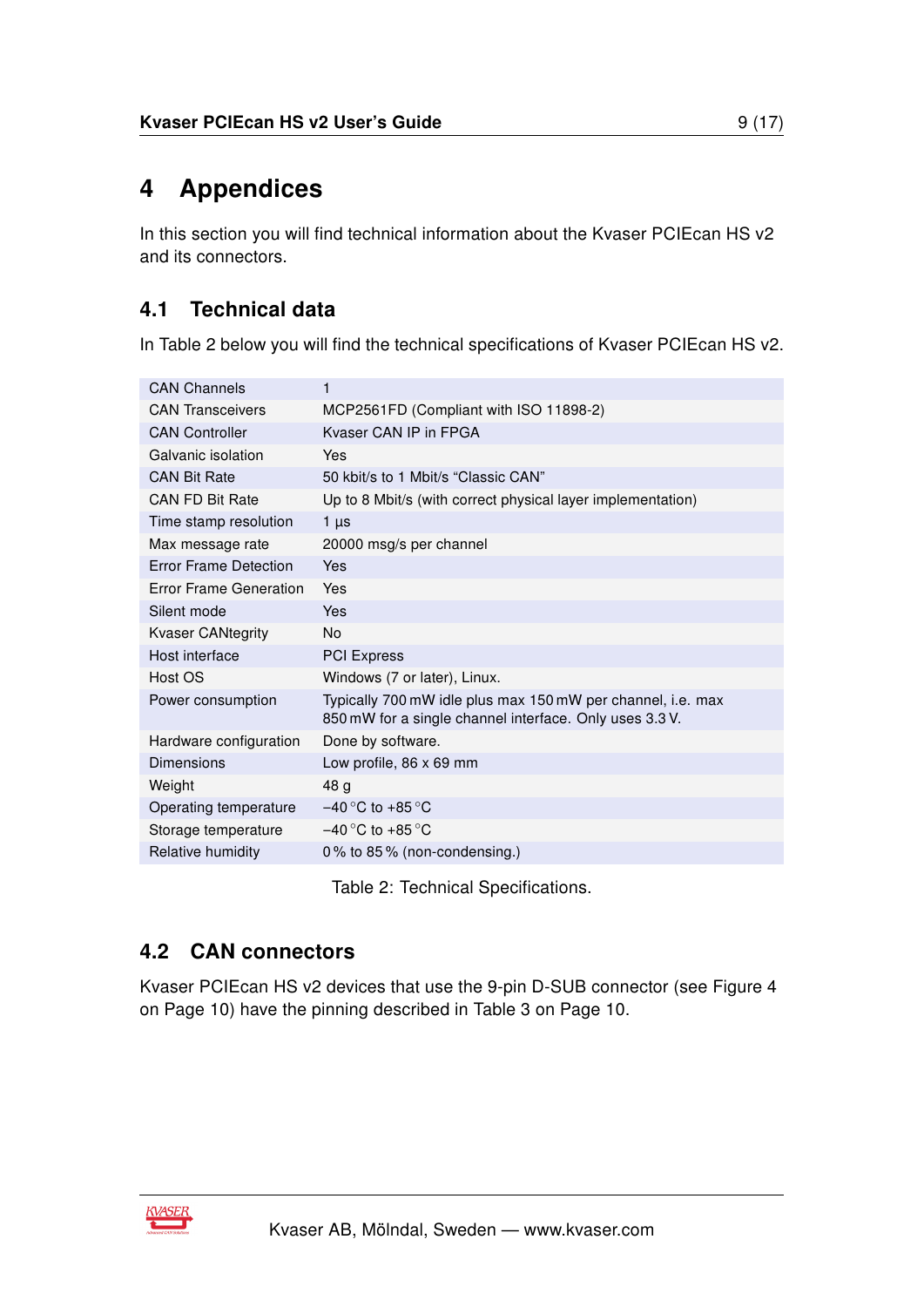# 4 Appendices

In this section you will find technical information about the Kvaser PCIEcan HS v2 and its connectors.

## 4.1 Technical data

In Table 2 below you will find the technical specifications of Kvaser PCIEcan HS v2.

| | |
|---|---|
| CAN Channels | 1 |
| CAN Transceivers | MCP2561FD (Compliant with ISO 11898-2) |
| CAN Controller | Kvaser CAN IP in FPGA |
| Galvanic isolation | Yes |
| CAN Bit Rate | 50 kbit/s to 1 Mbit/s “Classic CAN” |
| CAN FD Bit Rate | Up to 8 Mbit/s (with correct physical layer implementation) |
| Time stamp resolution | 1 µs |
| Max message rate | 20000 msg/s per channel |
| Error Frame Detection | Yes |
| Error Frame Generation | Yes |
| Silent mode | Yes |
| Kvaser CANtegrity | No |
| Host interface | PCI Express |
| Host OS | Windows (7 or later), Linux. |
| Power consumption | Typically 700 mW idle plus max 150 mW per channel, i.e. max 850 mW for a single channel interface. Only uses 3.3 V. |
| Hardware configuration | Done by software. |
| Dimensions | Low profile, 86 x 69 mm |
| Weight | 48 g |
| Operating temperature | −40 °C to +85 °C |
| Storage temperature | −40 °C to +85 °C |
| Relative humidity | 0 % to 85 % (non-condensing.) |

Table 2: Technical Specifications.

## 4.2 CAN connectors

Kvaser PCIEcan HS v2 devices that use the 9-pin D-SUB connector (see Figure 4 on Page 10) have the pinning described in Table 3 on Page 10.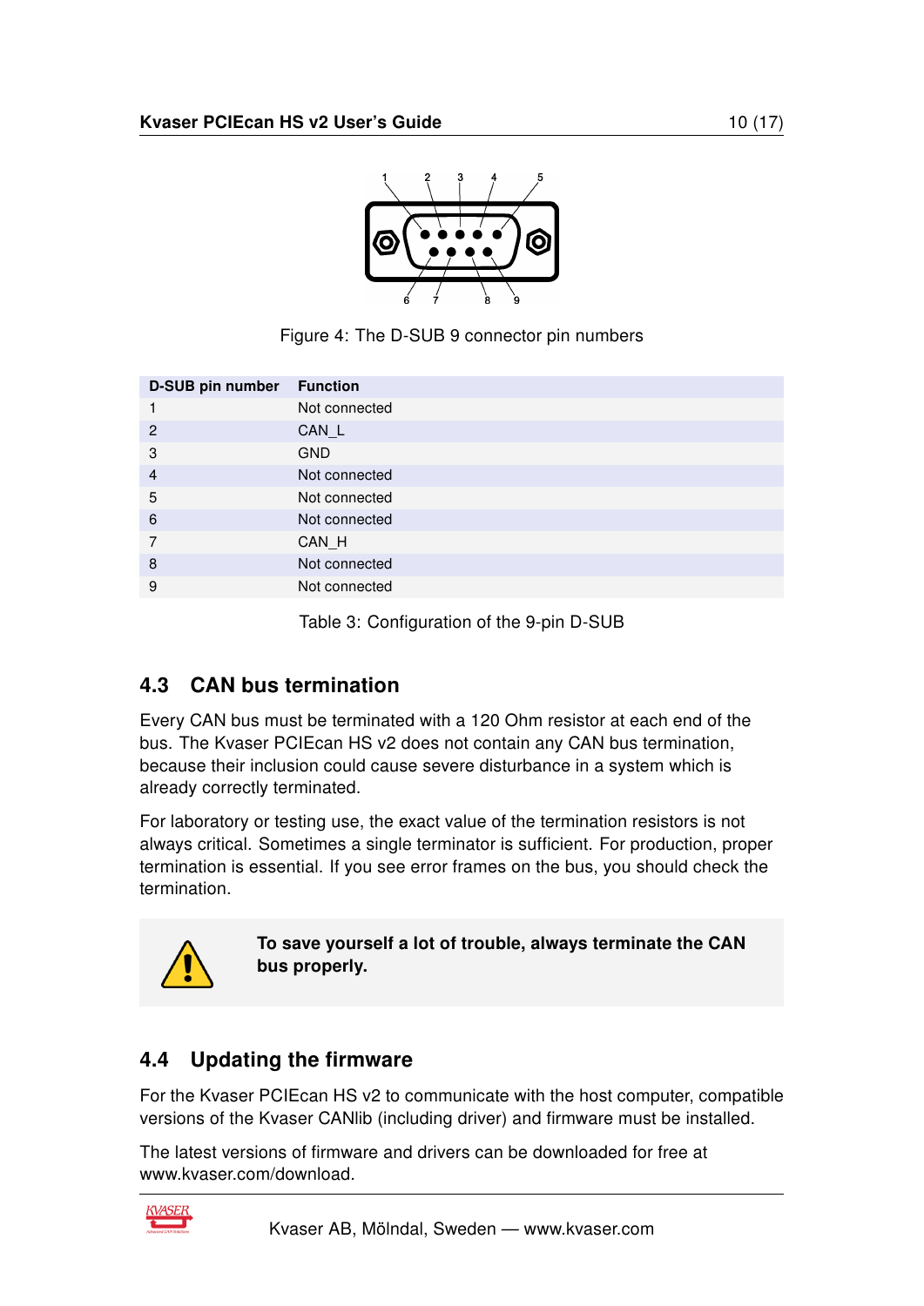Figure 4: The D-SUB 9 connector pin numbers

| D-SUB pin number | Function |
|---|---|
| 1 | Not connected |
| 2 | CAN_L |
| 3 | GND |
| 4 | Not connected |
| 5 | Not connected |
| 6 | Not connected |
| 7 | CAN_H |
| 8 | Not connected |
| 9 | Not connected |

Table 3: Configuration of the 9-pin D-SUB

## 4.3 CAN bus termination

Every CAN bus must be terminated with a 120 Ohm resistor at each end of the bus. The Kvaser PCIEcan HS v2 does not contain any CAN bus termination, because their inclusion could cause severe disturbance in a system which is already correctly terminated.

For laboratory or testing use, the exact value of the termination resistors is not always critical. Sometimes a single terminator is sufficient. For production, proper termination is essential. If you see error frames on the bus, you should check the termination.

**To save yourself a lot of trouble, always terminate the CAN bus properly.**

## 4.4 Updating the firmware

For the Kvaser PCIEcan HS v2 to communicate with the host computer, compatible versions of the Kvaser CANlib (including driver) and firmware must be installed.

The latest versions of firmware and drivers can be downloaded for free at www.kvaser.com/download.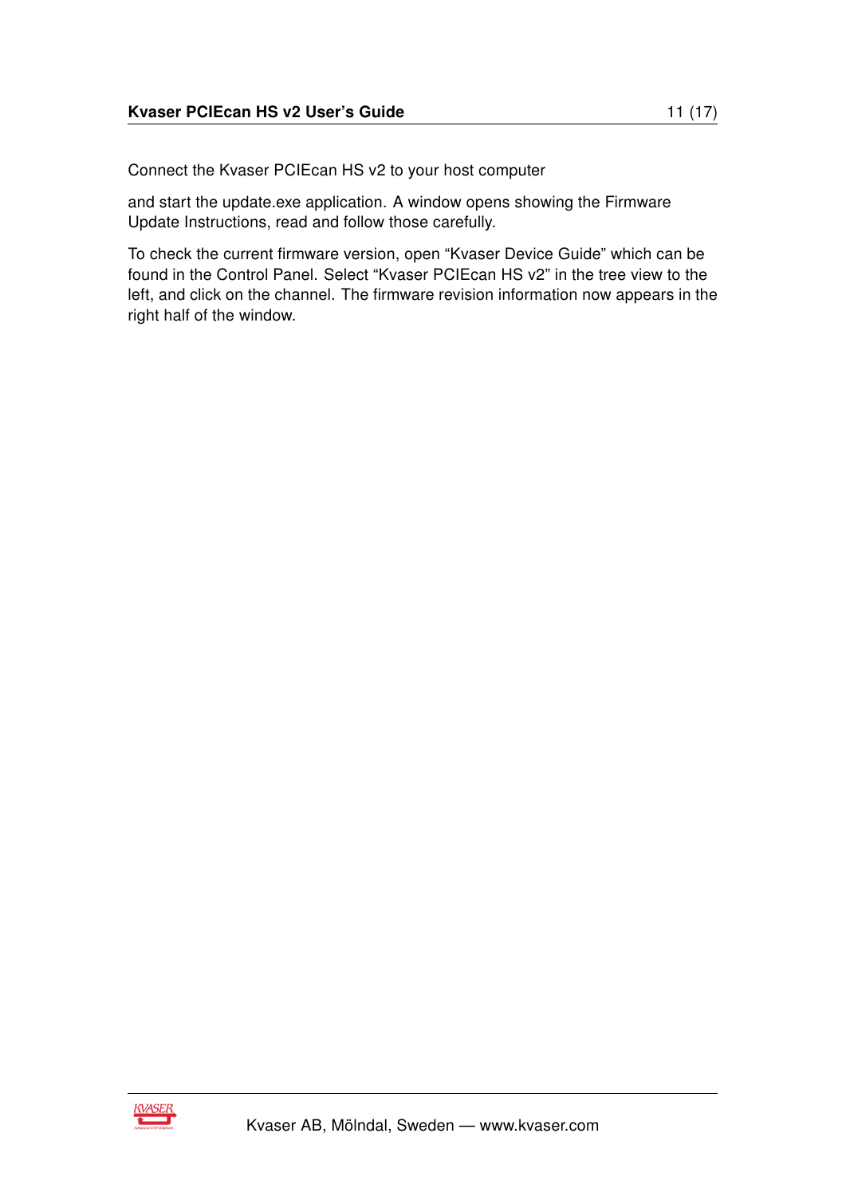Connect the Kvaser PCIEcan HS v2 to your host computer

and start the update.exe application. A window opens showing the Firmware Update Instructions, read and follow those carefully.

To check the current firmware version, open “Kvaser Device Guide” which can be found in the Control Panel. Select “Kvaser PCIEcan HS v2” in the tree view to the left, and click on the channel. The firmware revision information now appears in the right half of the window.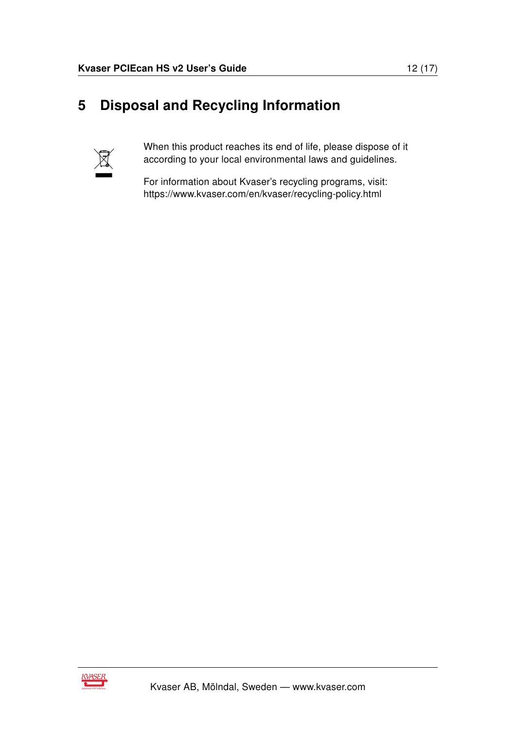# 5 Disposal and Recycling Information

When this product reaches its end of life, please dispose of it according to your local environmental laws and guidelines.

For information about Kvaser's recycling programs, visit:
https://www.kvaser.com/en/kvaser/recycling-policy.html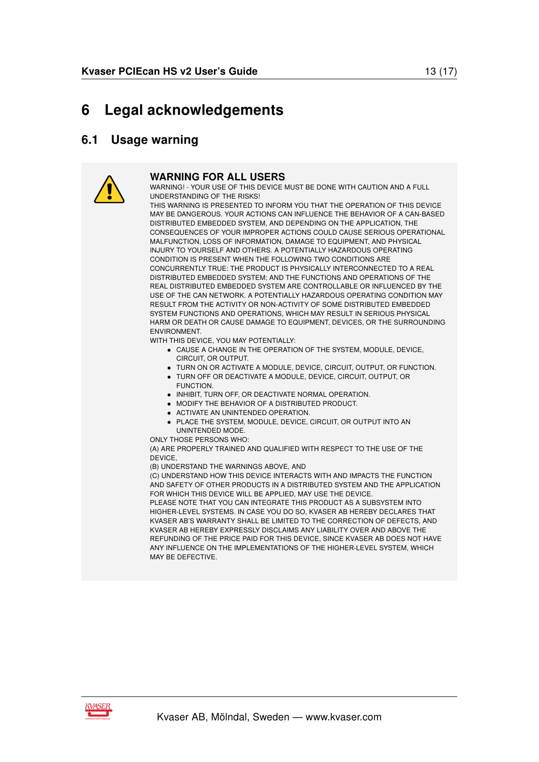# 6 Legal acknowledgements

## 6.1 Usage warning

### WARNING FOR ALL USERS

WARNING! - YOUR USE OF THIS DEVICE MUST BE DONE WITH CAUTION AND A FULL UNDERSTANDING OF THE RISKS!

THIS WARNING IS PRESENTED TO INFORM YOU THAT THE OPERATION OF THIS DEVICE MAY BE DANGEROUS. YOUR ACTIONS CAN INFLUENCE THE BEHAVIOR OF A CAN-BASED DISTRIBUTED EMBEDDED SYSTEM, AND DEPENDING ON THE APPLICATION, THE CONSEQUENCES OF YOUR IMPROPER ACTIONS COULD CAUSE SERIOUS OPERATIONAL MALFUNCTION, LOSS OF INFORMATION, DAMAGE TO EQUIPMENT, AND PHYSICAL INJURY TO YOURSELF AND OTHERS. A POTENTIALLY HAZARDOUS OPERATING CONDITION IS PRESENT WHEN THE FOLLOWING TWO CONDITIONS ARE CONCURRENTLY TRUE: THE PRODUCT IS PHYSICALLY INTERCONNECTED TO A REAL DISTRIBUTED EMBEDDED SYSTEM; AND THE FUNCTIONS AND OPERATIONS OF THE REAL DISTRIBUTED EMBEDDED SYSTEM ARE CONTROLLABLE OR INFLUENCED BY THE USE OF THE CAN NETWORK. A POTENTIALLY HAZARDOUS OPERATING CONDITION MAY RESULT FROM THE ACTIVITY OR NON-ACTIVITY OF SOME DISTRIBUTED EMBEDDED SYSTEM FUNCTIONS AND OPERATIONS, WHICH MAY RESULT IN SERIOUS PHYSICAL HARM OR DEATH OR CAUSE DAMAGE TO EQUIPMENT, DEVICES, OR THE SURROUNDING ENVIRONMENT.

WITH THIS DEVICE, YOU MAY POTENTIALLY:

- CAUSE A CHANGE IN THE OPERATION OF THE SYSTEM, MODULE, DEVICE, CIRCUIT, OR OUTPUT.
- TURN ON OR ACTIVATE A MODULE, DEVICE, CIRCUIT, OUTPUT, OR FUNCTION.
- TURN OFF OR DEACTIVATE A MODULE, DEVICE, CIRCUIT, OUTPUT, OR FUNCTION.
- INHIBIT, TURN OFF, OR DEACTIVATE NORMAL OPERATION.
- MODIFY THE BEHAVIOR OF A DISTRIBUTED PRODUCT.
- ACTIVATE AN UNINTENDED OPERATION.
- PLACE THE SYSTEM, MODULE, DEVICE, CIRCUIT, OR OUTPUT INTO AN UNINTENDED MODE.

ONLY THOSE PERSONS WHO:

(A) ARE PROPERLY TRAINED AND QUALIFIED WITH RESPECT TO THE USE OF THE DEVICE,

(B) UNDERSTAND THE WARNINGS ABOVE, AND

(C) UNDERSTAND HOW THIS DEVICE INTERACTS WITH AND IMPACTS THE FUNCTION AND SAFETY OF OTHER PRODUCTS IN A DISTRIBUTED SYSTEM AND THE APPLICATION FOR WHICH THIS DEVICE WILL BE APPLIED, MAY USE THE DEVICE.

PLEASE NOTE THAT YOU CAN INTEGRATE THIS PRODUCT AS A SUBSYSTEM INTO HIGHER-LEVEL SYSTEMS. IN CASE YOU DO SO, KVASER AB HEREBY DECLARES THAT KVASER AB'S WARRANTY SHALL BE LIMITED TO THE CORRECTION OF DEFECTS, AND KVASER AB HEREBY EXPRESSLY DISCLAIMS ANY LIABILITY OVER AND ABOVE THE REFUNDING OF THE PRICE PAID FOR THIS DEVICE, SINCE KVASER AB DOES NOT HAVE ANY INFLUENCE ON THE IMPLEMENTATIONS OF THE HIGHER-LEVEL SYSTEM, WHICH MAY BE DEFECTIVE.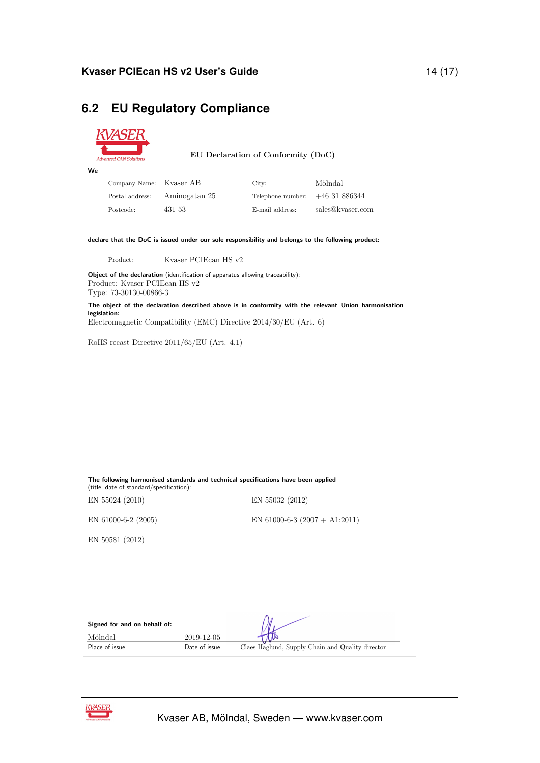## 6.2 EU Regulatory Compliance

EU Declaration of Conformity (DoC)

**We**

| | | | |
|---|---|---|---|
| Company Name: | Kvaser AB | City: | Mölndal |
| Postal address: | Aminogatan 25 | Telephone number: | +46 31 886344 |
| Postcode: | 431 53 | E-mail address: | sales@kvaser.com |

**declare that the DoC is issued under our sole responsibility and belongs to the following product:**

Product: Kvaser PCIEcan HS v2

**Object of the declaration** (identification of apparatus allowing traceability):
Product: Kvaser PCIEcan HS v2
Type: 73-30130-00866-3

**The object of the declaration described above is in conformity with the relevant Union harmonisation legislation:**
Electromagnetic Compatibility (EMC) Directive 2014/30/EU (Art. 6)

RoHS recast Directive 2011/65/EU (Art. 4.1)

**The following harmonised standards and technical specifications have been applied**
(title, date of standard/specification):

EN 55024 (2010)

EN 55032 (2012)

EN 61000-6-2 (2005)

EN 61000-6-3 (2007 + A1:2011)

EN 50581 (2012)

**Signed for and on behalf of:**

| Mölndal | 2019-12-05 | |
|---|---|---|
| Place of issue | Date of issue | Claes Haglund, Supply Chain and Quality director |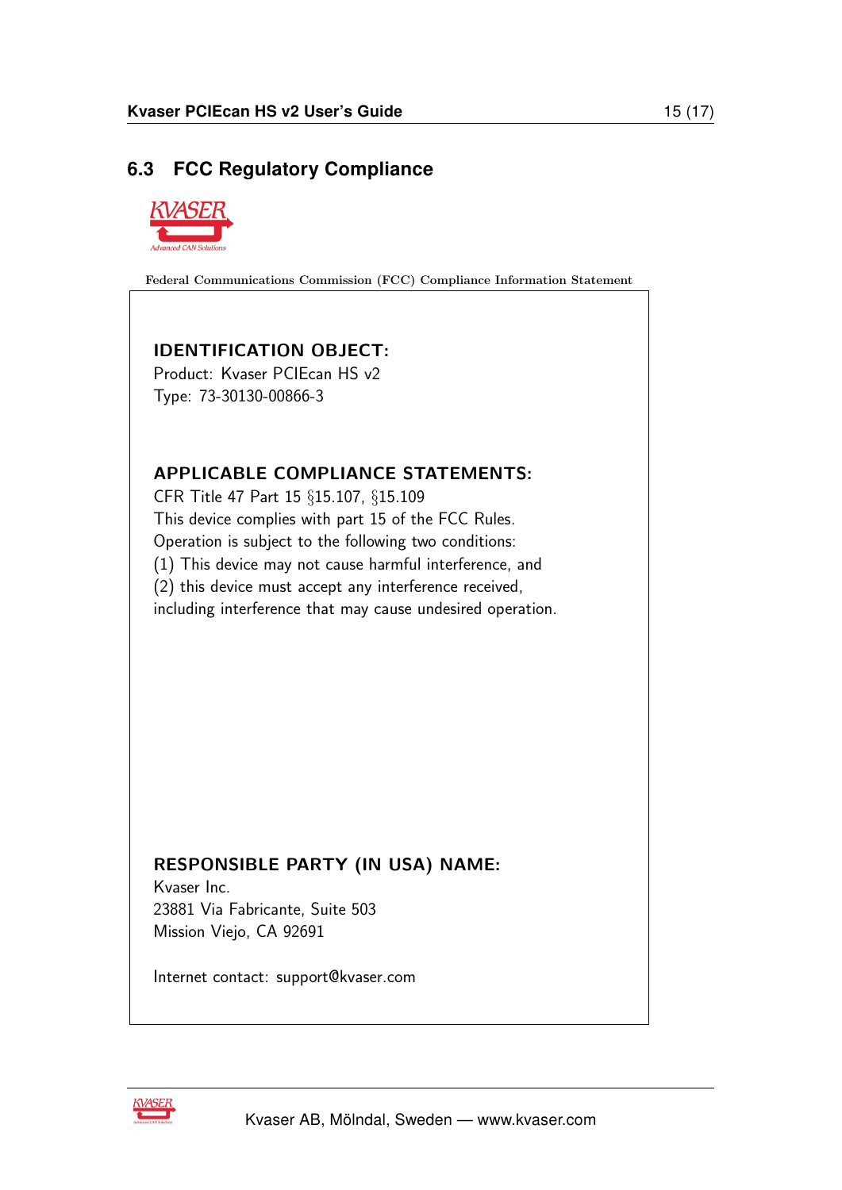## 6.3 FCC Regulatory Compliance

Federal Communications Commission (FCC) Compliance Information Statement

**IDENTIFICATION OBJECT:**
Product: Kvaser PCIEcan HS v2
Type: 73-30130-00866-3

**APPLICABLE COMPLIANCE STATEMENTS:**
CFR Title 47 Part 15 §15.107, §15.109
This device complies with part 15 of the FCC Rules.
Operation is subject to the following two conditions:
(1) This device may not cause harmful interference, and
(2) this device must accept any interference received,
including interference that may cause undesired operation.

**RESPONSIBLE PARTY (IN USA) NAME:**
Kvaser Inc.
23881 Via Fabricante, Suite 503
Mission Viejo, CA 92691

Internet contact: support@kvaser.com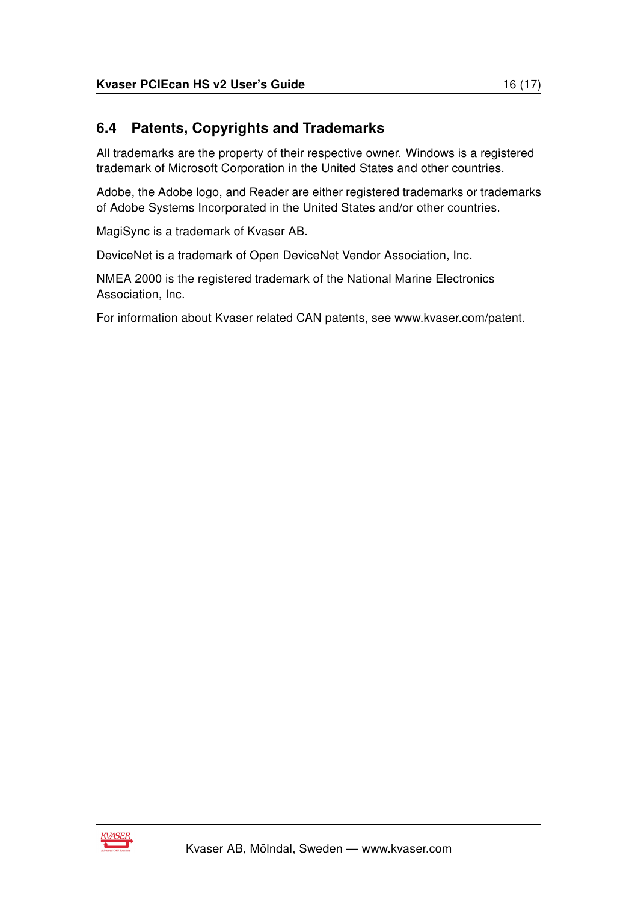### 6.4 Patents, Copyrights and Trademarks

All trademarks are the property of their respective owner. Windows is a registered trademark of Microsoft Corporation in the United States and other countries.

Adobe, the Adobe logo, and Reader are either registered trademarks or trademarks of Adobe Systems Incorporated in the United States and/or other countries.

MagiSync is a trademark of Kvaser AB.

DeviceNet is a trademark of Open DeviceNet Vendor Association, Inc.

NMEA 2000 is the registered trademark of the National Marine Electronics Association, Inc.

For information about Kvaser related CAN patents, see www.kvaser.com/patent.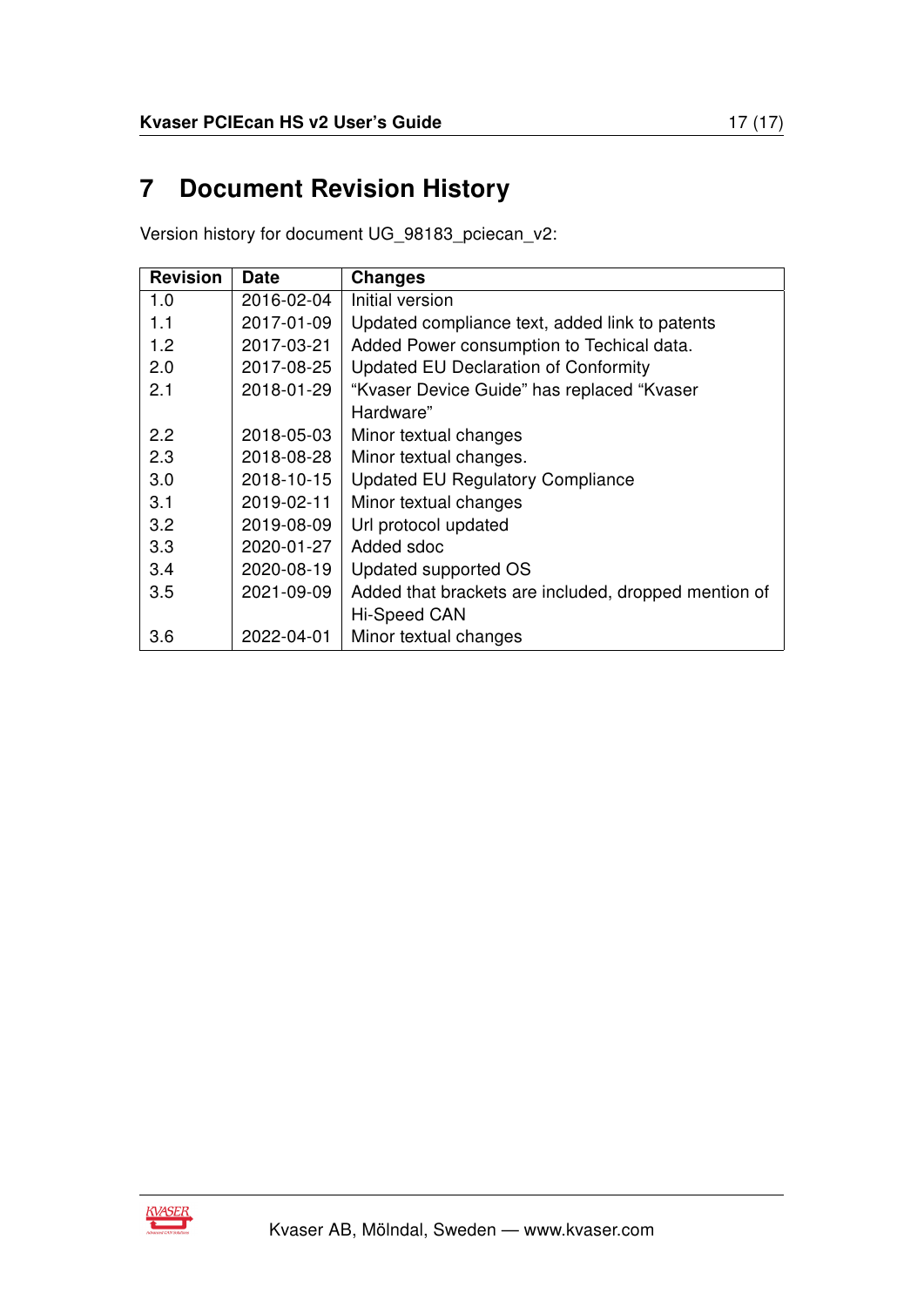# 7 Document Revision History

Version history for document UG_98183_pciecan_v2:

| Revision | Date | Changes |
|---|---|---|
| 1.0 | 2016-02-04 | Initial version |
| 1.1 | 2017-01-09 | Updated compliance text, added link to patents |
| 1.2 | 2017-03-21 | Added Power consumption to Techical data. |
| 2.0 | 2017-08-25 | Updated EU Declaration of Conformity |
| 2.1 | 2018-01-29 | “Kvaser Device Guide” has replaced “Kvaser Hardware” |
| 2.2 | 2018-05-03 | Minor textual changes |
| 2.3 | 2018-08-28 | Minor textual changes. |
| 3.0 | 2018-10-15 | Updated EU Regulatory Compliance |
| 3.1 | 2019-02-11 | Minor textual changes |
| 3.2 | 2019-08-09 | Url protocol updated |
| 3.3 | 2020-01-27 | Added sdoc |
| 3.4 | 2020-08-19 | Updated supported OS |
| 3.5 | 2021-09-09 | Added that brackets are included, dropped mention of Hi-Speed CAN |
| 3.6 | 2022-04-01 | Minor textual changes |